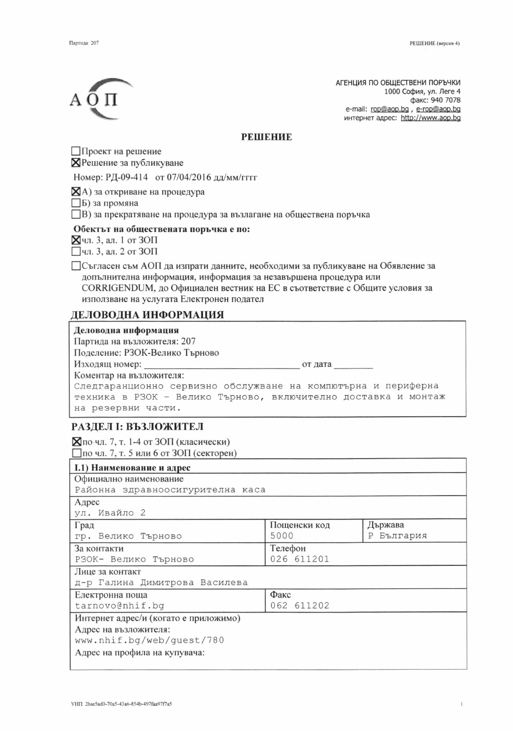АГЕНЦИЯ ПО ОБЩЕСТВЕНИ ПОРЪЧКИ
1000 София, ул. Леге 4
факс: 940 7078
e-mail: rop@aop.bg , e-rop@aop.bg
интернет адрес: http://www.aop.bg

# РЕШЕНИЕ

☐ Проект на решение
☒ Решение за публикуване

Номер: РД-09-414 от 07/04/2016 дд/мм/гггг

☒ А) за откриване на процедура
☐ Б) за промяна
☐ В) за прекратяване на процедура за възлагане на обществена поръчка

**Обектът на обществената поръчка е по:**

☒ чл. 3, ал. 1 от ЗОП
☐ чл. 3, ал. 2 от ЗОП

☐ Съгласен съм АОП да изпрати данните, необходими за публикуване на Обявление за допълнителна информация, информация за незавършена процедура или CORRIGENDUM, до Официален вестник на ЕС в съответствие с Общите условия за използване на услугата Електронен подател

## ДЕЛОВОДНА ИНФОРМАЦИЯ

**Деловодна информация**

Партида на възложителя: 207
Поделение: РЗОК-Велико Търново
Изходящ номер: ______________________________ от дата ________
Коментар на възложителя:
Следгаранционно сервизно обслужване на компютърна и периферна техника в РЗОК - Велико Търново, включително доставка и монтаж на резервни части.

## РАЗДЕЛ I: ВЪЗЛОЖИТЕЛ

☒ по чл. 7, т. 1-4 от ЗОП (класически)
☐ по чл. 7, т. 5 или 6 от ЗОП (секторен)

**I.1) Наименование и адрес**

| Официално наименование | | |
|---|---|---|
| Районна здравноосигурителна каса | | |
| **Адрес** | | |
| ул. Ивайло 2 | | |
| **Град** | **Пощенски код** | **Държава** |
| гр. Велико Търново | 5000 | Р България |
| **За контакти** | **Телефон** | |
| РЗОК- Велико Търново | 026 611201 | |
| **Лице за контакт** | | |
| д-р Галина Димитрова Василева | | |
| **Електронна поща** | **Факс** | |
| tarnovo@nhif.bg | 062 611202 | |
| **Интернет адрес/и (когато е приложимо)** | | |
| Адрес на възложителя: www.nhif.bg/web/guest/780 | | |
| Адрес на профила на купувача: | | |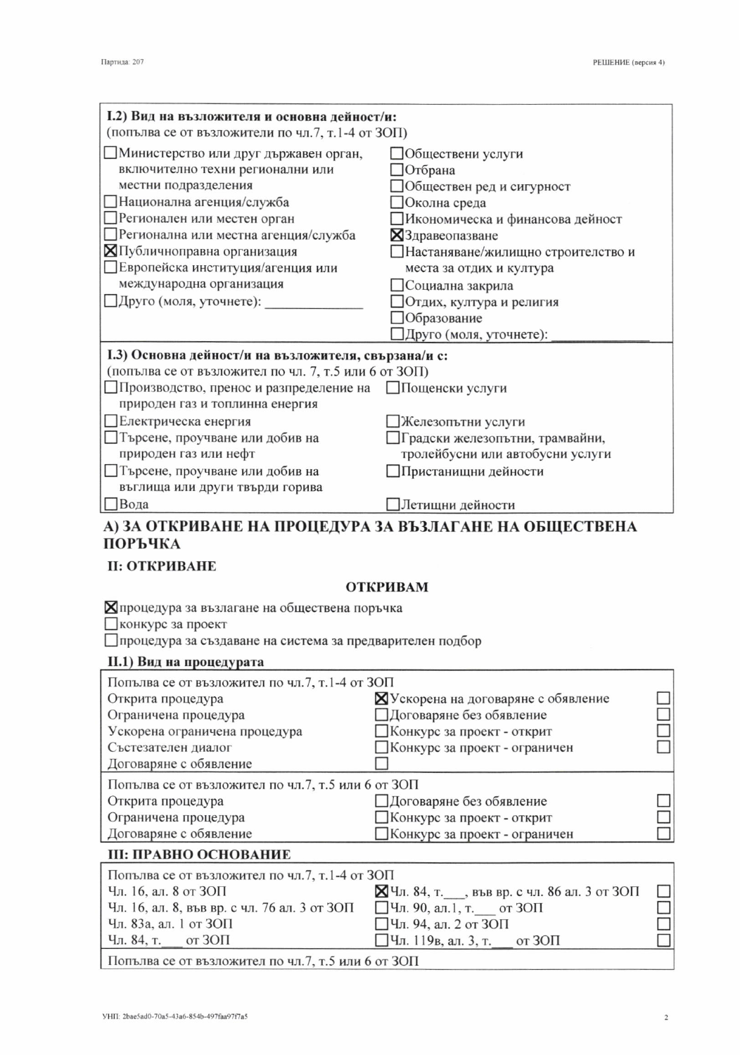| **I.2) Вид на възложителя и основна дейност/и:** (попълва се от възложители по чл.7, т.1-4 от ЗОП) | |
|---|---|
| ☐Министерство или друг държавен орган, включително техни регионални или местни подразделения | ☐Обществени услуги |
| ☐Национална агенция/служба | ☐Отбрана |
| ☐Регионален или местен орган | ☐Обществен ред и сигурност |
| ☐Регионална или местна агенция/служба | ☐Околна среда |
| ☒Публичноправна организация | ☐Икономическа и финансова дейност |
| ☐Европейска институция/агенция или международна организация | ☒Здравеопазване |
| ☐Друго (моля, уточнете): _____________ | ☐Настаняване/жилищно строителство и места за отдих и култура |
| | ☐Социална закрила |
| | ☐Отдих, култура и религия |
| | ☐Образование |
| | ☐Друго (моля, уточнете): _____________ |

| **I.3) Основна дейност/и на възложителя, свързана/и с:** (попълва се от възложител по чл. 7, т.5 или 6 от ЗОП) | |
|---|---|
| ☐Производство, пренос и разпределение на природен газ и топлинна енергия | ☐Пощенски услуги |
| ☐Електрическа енергия | ☐Железопътни услуги |
| ☐Търсене, проучване или добив на природен газ или нефт | ☐Градски железопътни, трамвайни, тролейбусни или автобусни услуги |
| ☐Търсене, проучване или добив на въглища или други твърди горива | ☐Пристанищни дейности |
| ☐Вода | ☐Летищни дейности |

## А) ЗА ОТКРИВАНЕ НА ПРОЦЕДУРА ЗА ВЪЗЛАГАНЕ НА ОБЩЕСТВЕНА ПОРЪЧКА

### II: ОТКРИВАНЕ

**ОТКРИВАМ**

☒процедура за възлагане на обществена поръчка
☐конкурс за проект
☐процедура за създаване на система за предварителен подбор

### II.1) Вид на процедурата

| Попълва се от възложител по чл.7, т.1-4 от ЗОП | | | |
|---|---|---|---|
| Открита процедура | ☒ | Ускорена на договаряне с обявление | ☐ |
| Ограничена процедура | ☐ | Договаряне без обявление | ☐ |
| Ускорена ограничена процедура | ☐ | Конкурс за проект - открит | ☐ |
| Състезателен диалог | ☐ | Конкурс за проект - ограничен | ☐ |
| Договаряне с обявление | ☐ | | |
| **Попълва се от възложител по чл.7, т.5 или 6 от ЗОП** | | | |
| Открита процедура | ☐ | Договаряне без обявление | ☐ |
| Ограничена процедура | ☐ | Конкурс за проект - открит | ☐ |
| Договаряне с обявление | ☐ | Конкурс за проект - ограничен | ☐ |

### III: ПРАВНО ОСНОВАНИЕ

| Попълва се от възложител по чл.7, т.1-4 от ЗОП | | | |
|---|---|---|---|
| Чл. 16, ал. 8 от ЗОП | ☒ | Чл. 84, т.___, във вр. с чл. 86 ал. 3 от ЗОП | ☐ |
| Чл. 16, ал. 8, във вр. с чл. 76 ал. 3 от ЗОП | ☐ | Чл. 90, ал.1, т.___ от ЗОП | ☐ |
| Чл. 83а, ал. 1 от ЗОП | ☐ | Чл. 94, ал. 2 от ЗОП | ☐ |
| Чл. 84, т.___ от ЗОП | ☐ | Чл. 119в, ал. 3, т.___ от ЗОП | ☐ |
| **Попълва се от възложител по чл.7, т.5 или 6 от ЗОП** | | | |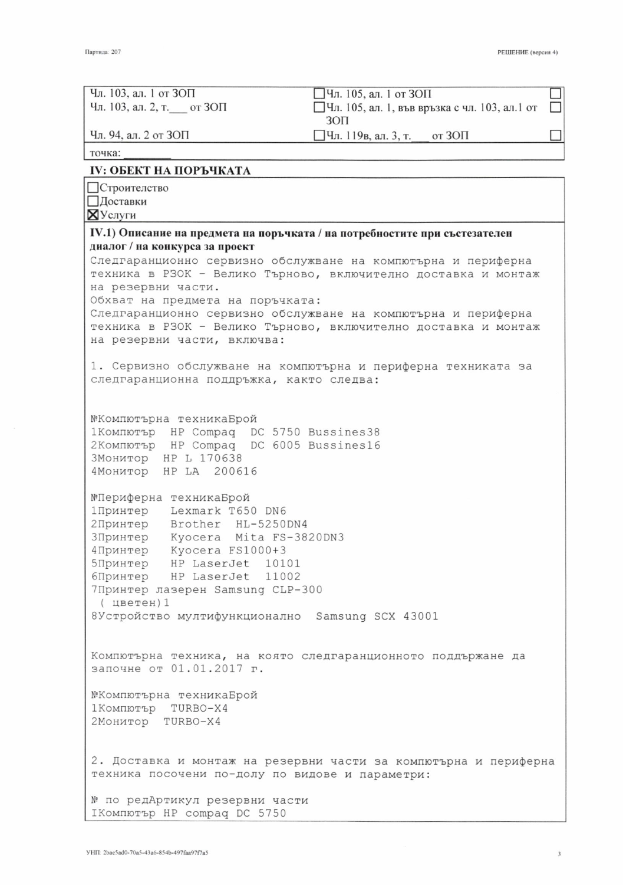| | | | |
|---|---|---|---|
| Чл. 103, ал. 1 от ЗОП | ☐ | Чл. 105, ал. 1 от ЗОП | ☐ |
| Чл. 103, ал. 2, т.___ от ЗОП | ☐ | Чл. 105, ал. 1, във връзка с чл. 103, ал.1 от ЗОП | ☐ |
| Чл. 94, ал. 2 от ЗОП | ☐ | Чл. 119в, ал. 3, т.___ от ЗОП | ☐ |

точка: ________

## IV: ОБЕКТ НА ПОРЪЧКАТА

☐ Строителство
☐ Доставки
☒ Услуги

**IV.1) Описание на предмета на поръчката / на потребностите при състезателен диалог / на конкурса за проект**

Следгаранционно сервизно обслужване на компютърна и периферна техника в РЗОК - Велико Търново, включително доставка и монтаж на резервни части.
Обхват на предмета на поръчката:
Следгаранционно сервизно обслужване на компютърна и периферна техника в РЗОК - Велико Търново, включително доставка и монтаж на резервни части, включва:

1. Сервизно обслужване на компютърна и периферна техниката за следгаранционна поддръжка, както следва:

№Компютърна техникаБрой
1Компютър HP Compaq DC 5750 Bussines38
2Компютър HP Compaq DC 6005 Bussines16
3Монитор HP L 170638
4Монитор HP LA 200616

№Периферна техникаБрой
1Принтер Lexmark T650 DN6
2Принтер Brother HL-5250DN4
3Принтер Kyocera Mita FS-3820DN3
4Принтер Kyocera FS1000+3
5Принтер HP LaserJet 10101
6Принтер HP LaserJet 11002
7Принтер лазерен Samsung CLP-300 ( цветен)1
8Устройство мултифункционално Samsung SCX 43001

Компютърна техника, на която следгаранционното поддържане да започне от 01.01.2017 г.

№Компютърна техникаБрой
1Компютър TURBO-X4
2Монитор TURBO-X4

2. Доставка и монтаж на резервни части за компютърна и периферна техника посочени по-долу по видове и параметри:

№ по редАртикул резервни части
IКомпютър HP compaq DC 5750